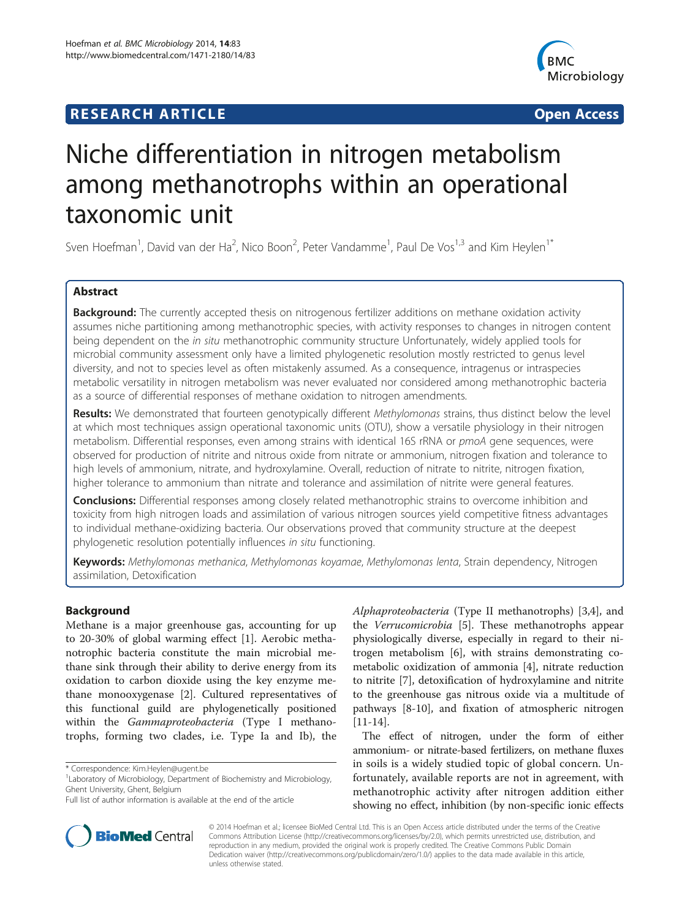RESEARCH ARTICLE **Open Access**

# Niche differentiation in nitrogen metabolism among methanotrophs within an operational taxonomic unit

Sven Hoefman[1], David van der Ha[2], Nico Boon[2], Peter Vandamme[1], Paul De Vos[1,3] and Kim Heylen[1*]

## Abstract

**Background:** The currently accepted thesis on nitrogenous fertilizer additions on methane oxidation activity assumes niche partitioning among methanotrophic species, with activity responses to changes in nitrogen content being dependent on the *in situ* methanotrophic community structure Unfortunately, widely applied tools for microbial community assessment only have a limited phylogenetic resolution mostly restricted to genus level diversity, and not to species level as often mistakenly assumed. As a consequence, intragenus or intraspecies metabolic versatility in nitrogen metabolism was never evaluated nor considered among methanotrophic bacteria as a source of differential responses of methane oxidation to nitrogen amendments.

**Results:** We demonstrated that fourteen genotypically different *Methylomonas* strains, thus distinct below the level at which most techniques assign operational taxonomic units (OTU), show a versatile physiology in their nitrogen metabolism. Differential responses, even among strains with identical 16S rRNA or *pmoA* gene sequences, were observed for production of nitrite and nitrous oxide from nitrate or ammonium, nitrogen fixation and tolerance to high levels of ammonium, nitrate, and hydroxylamine. Overall, reduction of nitrate to nitrite, nitrogen fixation, higher tolerance to ammonium than nitrate and tolerance and assimilation of nitrite were general features.

**Conclusions:** Differential responses among closely related methanotrophic strains to overcome inhibition and toxicity from high nitrogen loads and assimilation of various nitrogen sources yield competitive fitness advantages to individual methane-oxidizing bacteria. Our observations proved that community structure at the deepest phylogenetic resolution potentially influences *in situ* functioning.

**Keywords:** *Methylomonas methanica*, *Methylomonas koyamae*, *Methylomonas lenta*, Strain dependency, Nitrogen assimilation, Detoxification

## Background

Methane is a major greenhouse gas, accounting for up to 20-30% of global warming effect [1]. Aerobic methanotrophic bacteria constitute the main microbial methane sink through their ability to derive energy from its oxidation to carbon dioxide using the key enzyme methane monooxygenase [2]. Cultured representatives of this functional guild are phylogenetically positioned within the *Gammaproteobacteria* (Type I methanotrophs, forming two clades, i.e. Type Ia and Ib), the *Alphaproteobacteria* (Type II methanotrophs) [3,4], and the *Verrucomicrobia* [5]. These methanotrophs appear physiologically diverse, especially in regard to their nitrogen metabolism [6], with strains demonstrating co-metabolic oxidization of ammonia [4], nitrate reduction to nitrite [7], detoxification of hydroxylamine and nitrite to the greenhouse gas nitrous oxide via a multitude of pathways [8-10], and fixation of atmospheric nitrogen [11-14].

The effect of nitrogen, under the form of either ammonium- or nitrate-based fertilizers, on methane fluxes in soils is a widely studied topic of global concern. Unfortunately, available reports are not in agreement, with methanotrophic activity after nitrogen addition either showing no effect, inhibition (by non-specific ionic effects

\* Correspondence: Kim.Heylen@ugent.be
[1]Laboratory of Microbiology, Department of Biochemistry and Microbiology, Ghent University, Ghent, Belgium
Full list of author information is available at the end of the article

© 2014 Hoefman et al.; licensee BioMed Central Ltd. This is an Open Access article distributed under the terms of the Creative Commons Attribution License (http://creativecommons.org/licenses/by/2.0), which permits unrestricted use, distribution, and reproduction in any medium, provided the original work is properly credited. The Creative Commons Public Domain Dedication waiver (http://creativecommons.org/publicdomain/zero/1.0/) applies to the data made available in this article, unless otherwise stated.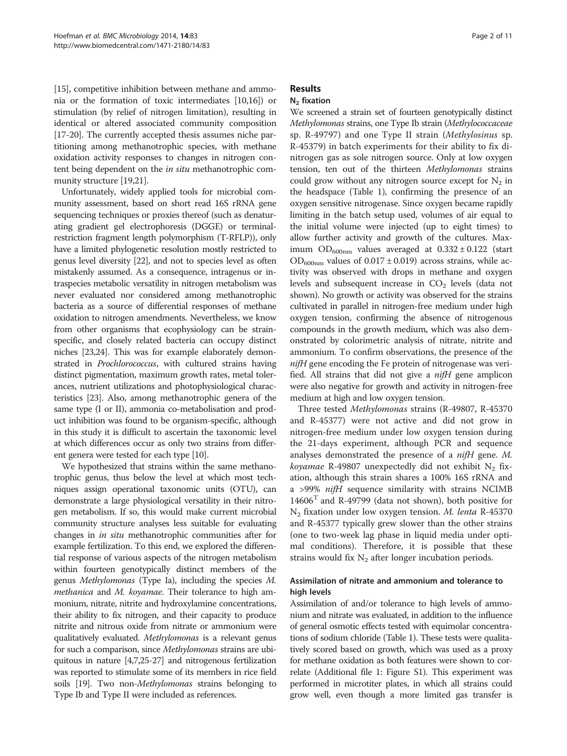[15], competitive inhibition between methane and ammonia or the formation of toxic intermediates [10,16]) or stimulation (by relief of nitrogen limitation), resulting in identical or altered associated community composition [17-20]. The currently accepted thesis assumes niche partitioning among methanotrophic species, with methane oxidation activity responses to changes in nitrogen content being dependent on the *in situ* methanotrophic community structure [19,21].

Unfortunately, widely applied tools for microbial community assessment, based on short read 16S rRNA gene sequencing techniques or proxies thereof (such as denaturating gradient gel electrophoresis (DGGE) or terminal-restriction fragment length polymorphism (T-RFLP)), only have a limited phylogenetic resolution mostly restricted to genus level diversity [22], and not to species level as often mistakenly assumed. As a consequence, intragenus or intraspecies metabolic versatility in nitrogen metabolism was never evaluated nor considered among methanotrophic bacteria as a source of differential responses of methane oxidation to nitrogen amendments. Nevertheless, we know from other organisms that ecophysiology can be strain-specific, and closely related bacteria can occupy distinct niches [23,24]. This was for example elaborately demonstrated in *Prochlorococcus*, with cultured strains having distinct pigmentation, maximum growth rates, metal tolerances, nutrient utilizations and photophysiological characteristics [23]. Also, among methanotrophic genera of the same type (I or II), ammonia co-metabolisation and product inhibition was found to be organism-specific, although in this study it is difficult to ascertain the taxonomic level at which differences occur as only two strains from different genera were tested for each type [10].

We hypothesized that strains within the same methanotrophic genus, thus below the level at which most techniques assign operational taxonomic units (OTU), can demonstrate a large physiological versatility in their nitrogen metabolism. If so, this would make current microbial community structure analyses less suitable for evaluating changes in *in situ* methanotrophic communities after for example fertilization. To this end, we explored the differential response of various aspects of the nitrogen metabolism within fourteen genotypically distinct members of the genus *Methylomonas* (Type Ia), including the species *M. methanica* and *M. koyamae*. Their tolerance to high ammonium, nitrate, nitrite and hydroxylamine concentrations, their ability to fix nitrogen, and their capacity to produce nitrite and nitrous oxide from nitrate or ammonium were qualitatively evaluated. *Methylomonas* is a relevant genus for such a comparison, since *Methylomonas* strains are ubiquitous in nature [4,7,25-27] and nitrogenous fertilization was reported to stimulate some of its members in rice field soils [19]. Two non-*Methylomonas* strains belonging to Type Ib and Type II were included as references.

## Results

### $N_2$ fixation

We screened a strain set of fourteen genotypically distinct *Methylomonas* strains, one Type Ib strain (*Methylococcaceae* sp. R-49797) and one Type II strain (*Methylosinus* sp. R-45379) in batch experiments for their ability to fix dinitrogen gas as sole nitrogen source. Only at low oxygen tension, ten out of the thirteen *Methylomonas* strains could grow without any nitrogen source except for $N_2$ in the headspace (Table 1), confirming the presence of an oxygen sensitive nitrogenase. Since oxygen became rapidly limiting in the batch setup used, volumes of air equal to the initial volume were injected (up to eight times) to allow further activity and growth of the cultures. Maximum $OD_{600nm}$ values averaged at $0.332 \pm 0.122$ (start $OD_{600nm}$ values of $0.017 \pm 0.019$) across strains, while activity was observed with drops in methane and oxygen levels and subsequent increase in $CO_2$ levels (data not shown). No growth or activity was observed for the strains cultivated in parallel in nitrogen-free medium under high oxygen tension, confirming the absence of nitrogenous compounds in the growth medium, which was also demonstrated by colorimetric analysis of nitrate, nitrite and ammonium. To confirm observations, the presence of the *nifH* gene encoding the Fe protein of nitrogenase was verified. All strains that did not give a *nifH* gene amplicon were also negative for growth and activity in nitrogen-free medium at high and low oxygen tension.

Three tested *Methylomonas* strains (R-49807, R-45370 and R-45377) were not active and did not grow in nitrogen-free medium under low oxygen tension during the 21-days experiment, although PCR and sequence analyses demonstrated the presence of a *nifH* gene. *M. koyamae* R-49807 unexpectedly did not exhibit $N_2$ fixation, although this strain shares a 100% 16S rRNA and a >99% *nifH* sequence similarity with strains NCIMB $14606^T$ and R-49799 (data not shown), both positive for $N_2$ fixation under low oxygen tension. *M. lenta* R-45370 and R-45377 typically grew slower than the other strains (one to two-week lag phase in liquid media under optimal conditions). Therefore, it is possible that these strains would fix $N_2$ after longer incubation periods.

### Assimilation of nitrate and ammonium and tolerance to high levels

Assimilation of and/or tolerance to high levels of ammonium and nitrate was evaluated, in addition to the influence of general osmotic effects tested with equimolar concentrations of sodium chloride (Table 1). These tests were qualitatively scored based on growth, which was used as a proxy for methane oxidation as both features were shown to correlate (Additional file 1: Figure S1). This experiment was performed in microtiter plates, in which all strains could grow well, even though a more limited gas transfer is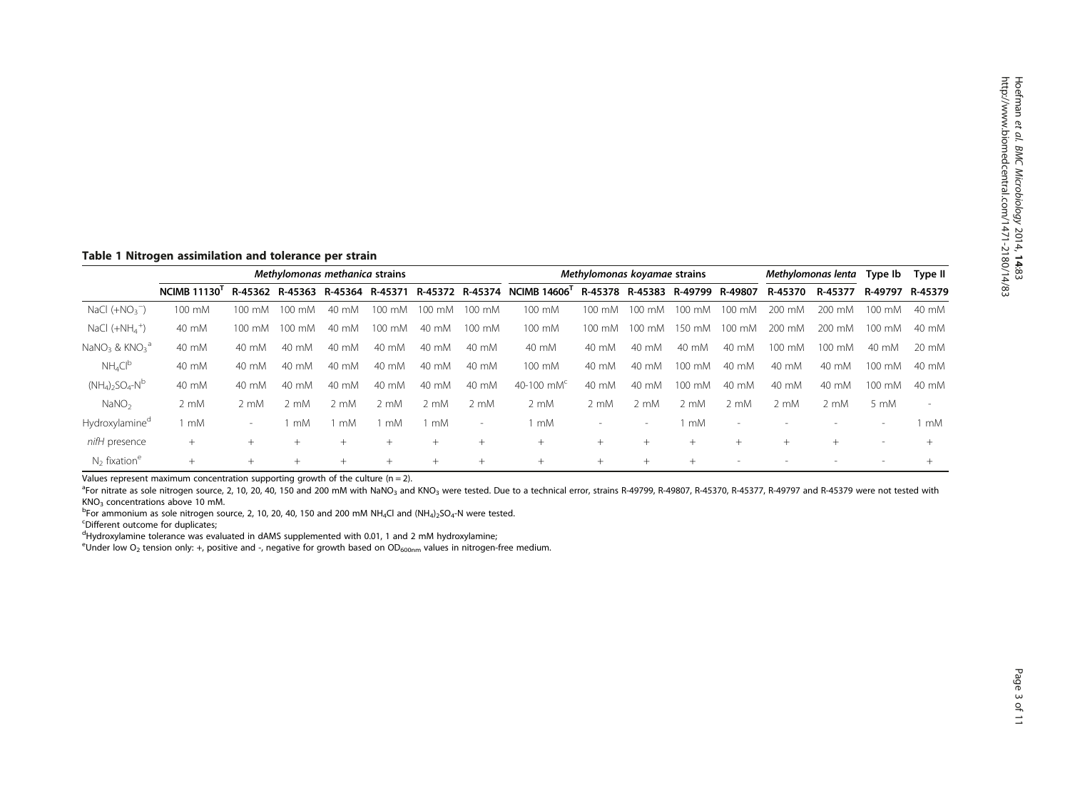**Table 1 Nitrogen assimilation and tolerance per strain**

| | *Methylomonas methanica* strains | | | | | | | *Methylomonas koyamae* strains | | | | | *Methylomonas lenta* | | Type Ib | Type II |
|---|---|---|---|---|---|---|---|---|---|---|---|---|---|---|---|---|
| | NCIMB 11130$^T$ | R-45362 | R-45363 | R-45364 | R-45371 | R-45372 | R-45374 | NCIMB 14606$^T$ | R-45378 | R-45383 | R-49799 | R-49807 | R-45370 | R-45377 | R-49797 | R-45379 |
| NaCl (+$NO_3^-$) | 100 mM | 100 mM | 100 mM | 40 mM | 100 mM | 100 mM | 100 mM | 100 mM | 100 mM | 100 mM | 100 mM | 100 mM | 200 mM | 200 mM | 100 mM | 40 mM |
| NaCl (+$NH_4^+$) | 40 mM | 100 mM | 100 mM | 40 mM | 100 mM | 40 mM | 100 mM | 100 mM | 100 mM | 100 mM | 150 mM | 100 mM | 200 mM | 200 mM | 100 mM | 40 mM |
| $NaNO_3$ & $KNO_3$ [a] | 40 mM | 40 mM | 40 mM | 40 mM | 40 mM | 40 mM | 40 mM | 40 mM | 40 mM | 40 mM | 40 mM | 40 mM | 100 mM | 100 mM | 40 mM | 20 mM |
| $NH_4Cl$ [b] | 40 mM | 40 mM | 40 mM | 40 mM | 40 mM | 40 mM | 40 mM | 100 mM | 40 mM | 40 mM | 100 mM | 40 mM | 40 mM | 40 mM | 100 mM | 40 mM |
| $(NH_4)_2SO_4$-N [b] | 40 mM | 40 mM | 40 mM | 40 mM | 40 mM | 40 mM | 40 mM | 40-100 mM [c] | 40 mM | 40 mM | 100 mM | 40 mM | 40 mM | 40 mM | 100 mM | 40 mM |
| $NaNO_2$ | 2 mM | 2 mM | 2 mM | 2 mM | 2 mM | 2 mM | 2 mM | 2 mM | 2 mM | 2 mM | 2 mM | 2 mM | 2 mM | 2 mM | 5 mM | - |
| Hydroxylamine [d] | 1 mM | - | 1 mM | 1 mM | 1 mM | 1 mM | - | 1 mM | - | - | 1 mM | - | - | - | - | 1 mM |
| *nifH* presence | + | + | + | + | + | + | + | + | + | + | + | + | + | + | - | + |
| $N_2$ fixation [e] | + | + | + | + | + | + | + | + | + | + | + | - | - | - | - | + |

Values represent maximum concentration supporting growth of the culture (n = 2).

[a]For nitrate as sole nitrogen source, 2, 10, 20, 40, 150 and 200 mM with $NaNO_3$ and $KNO_3$ were tested. Due to a technical error, strains R-49799, R-49807, R-45370, R-45377, R-49797 and R-45379 were not tested with $KNO_3$ concentrations above 10 mM.

[b]For ammonium as sole nitrogen source, 2, 10, 20, 40, 150 and 200 mM $NH_4Cl$ and $(NH_4)_2SO_4$-N were tested.

[c]Different outcome for duplicates;

[d]Hydroxylamine tolerance was evaluated in dAMS supplemented with 0.01, 1 and 2 mM hydroxylamine;

[e]Under low $O_2$ tension only: +, positive and -, negative for growth based on $OD_{600nm}$ values in nitrogen-free medium.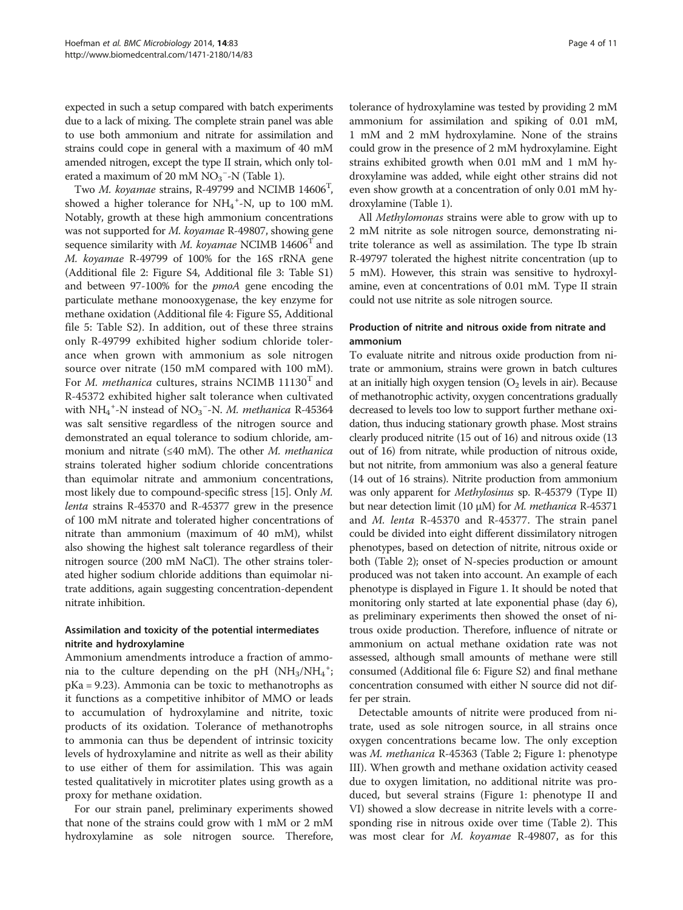expected in such a setup compared with batch experiments due to a lack of mixing. The complete strain panel was able to use both ammonium and nitrate for assimilation and strains could cope in general with a maximum of 40 mM amended nitrogen, except the type II strain, which only tolerated a maximum of 20 mM $NO_3^-$-N (Table 1).

Two *M. koyamae* strains, R-49799 and NCIMB 14606$^T$, showed a higher tolerance for $NH_4^+$-N, up to 100 mM. Notably, growth at these high ammonium concentrations was not supported for *M. koyamae* R-49807, showing gene sequence similarity with *M. koyamae* NCIMB 14606$^T$ and *M. koyamae* R-49799 of 100% for the 16S rRNA gene (Additional file 2: Figure S4, Additional file 3: Table S1) and between 97-100% for the *pmoA* gene encoding the particulate methane monooxygenase, the key enzyme for methane oxidation (Additional file 4: Figure S5, Additional file 5: Table S2). In addition, out of these three strains only R-49799 exhibited higher sodium chloride tolerance when grown with ammonium as sole nitrogen source over nitrate (150 mM compared with 100 mM). For *M. methanica* cultures, strains NCIMB 11130$^T$ and R-45372 exhibited higher salt tolerance when cultivated with $NH_4^+$-N instead of $NO_3^-$-N. *M. methanica* R-45364 was salt sensitive regardless of the nitrogen source and demonstrated an equal tolerance to sodium chloride, ammonium and nitrate (≤40 mM). The other *M. methanica* strains tolerated higher sodium chloride concentrations than equimolar nitrate and ammonium concentrations, most likely due to compound-specific stress [15]. Only *M. lenta* strains R-45370 and R-45377 grew in the presence of 100 mM nitrate and tolerated higher concentrations of nitrate than ammonium (maximum of 40 mM), whilst also showing the highest salt tolerance regardless of their nitrogen source (200 mM NaCl). The other strains tolerated higher sodium chloride additions than equimolar nitrate additions, again suggesting concentration-dependent nitrate inhibition.

### Assimilation and toxicity of the potential intermediates nitrite and hydroxylamine

Ammonium amendments introduce a fraction of ammonia to the culture depending on the pH ($NH_3/NH_4^+$; pKa = 9.23). Ammonia can be toxic to methanotrophs as it functions as a competitive inhibitor of MMO or leads to accumulation of hydroxylamine and nitrite, toxic products of its oxidation. Tolerance of methanotrophs to ammonia can thus be dependent of intrinsic toxicity levels of hydroxylamine and nitrite as well as their ability to use either of them for assimilation. This was again tested qualitatively in microtiter plates using growth as a proxy for methane oxidation.

For our strain panel, preliminary experiments showed that none of the strains could grow with 1 mM or 2 mM hydroxylamine as sole nitrogen source. Therefore, tolerance of hydroxylamine was tested by providing 2 mM ammonium for assimilation and spiking of 0.01 mM, 1 mM and 2 mM hydroxylamine. None of the strains could grow in the presence of 2 mM hydroxylamine. Eight strains exhibited growth when 0.01 mM and 1 mM hydroxylamine was added, while eight other strains did not even show growth at a concentration of only 0.01 mM hydroxylamine (Table 1).

All *Methylomonas* strains were able to grow with up to 2 mM nitrite as sole nitrogen source, demonstrating nitrite tolerance as well as assimilation. The type Ib strain R-49797 tolerated the highest nitrite concentration (up to 5 mM). However, this strain was sensitive to hydroxylamine, even at concentrations of 0.01 mM. Type II strain could not use nitrite as sole nitrogen source.

### Production of nitrite and nitrous oxide from nitrate and ammonium

To evaluate nitrite and nitrous oxide production from nitrate or ammonium, strains were grown in batch cultures at an initially high oxygen tension ($O_2$ levels in air). Because of methanotrophic activity, oxygen concentrations gradually decreased to levels too low to support further methane oxidation, thus inducing stationary growth phase. Most strains clearly produced nitrite (15 out of 16) and nitrous oxide (13 out of 16) from nitrate, while production of nitrous oxide, but not nitrite, from ammonium was also a general feature (14 out of 16 strains). Nitrite production from ammonium was only apparent for *Methylosinus* sp. R-45379 (Type II) but near detection limit (10 μM) for *M. methanica* R-45371 and *M. lenta* R-45370 and R-45377. The strain panel could be divided into eight different dissimilatory nitrogen phenotypes, based on detection of nitrite, nitrous oxide or both (Table 2); onset of N-species production or amount produced was not taken into account. An example of each phenotype is displayed in Figure 1. It should be noted that monitoring only started at late exponential phase (day 6), as preliminary experiments then showed the onset of nitrous oxide production. Therefore, influence of nitrate or ammonium on actual methane oxidation rate was not assessed, although small amounts of methane were still consumed (Additional file 6: Figure S2) and final methane concentration consumed with either N source did not differ per strain.

Detectable amounts of nitrite were produced from nitrate, used as sole nitrogen source, in all strains once oxygen concentrations became low. The only exception was *M. methanica* R-45363 (Table 2; Figure 1: phenotype III). When growth and methane oxidation activity ceased due to oxygen limitation, no additional nitrite was produced, but several strains (Figure 1: phenotype II and VI) showed a slow decrease in nitrite levels with a corresponding rise in nitrous oxide over time (Table 2). This was most clear for *M. koyamae* R-49807, as for this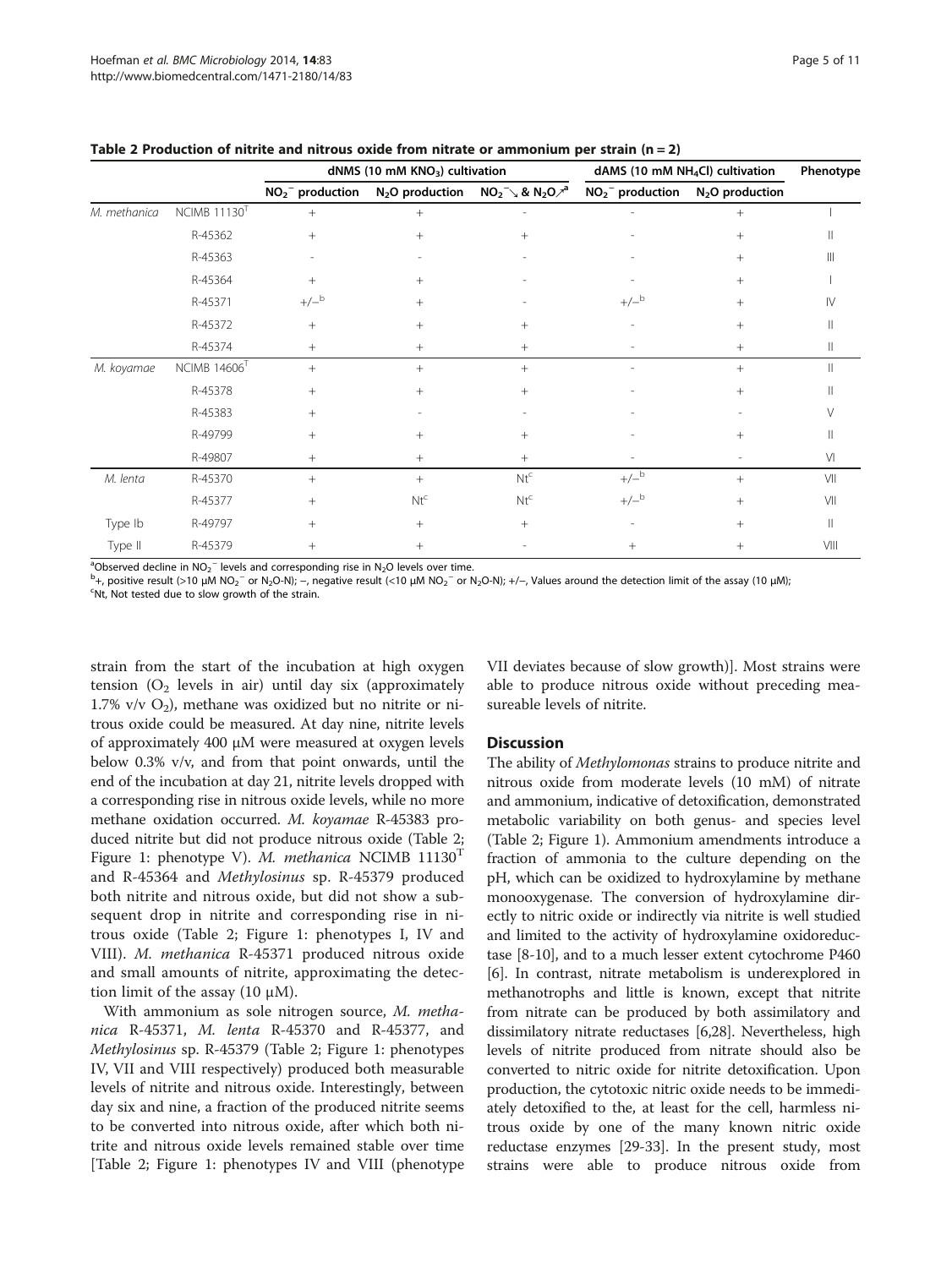**Table 2 Production of nitrite and nitrous oxide from nitrate or ammonium per strain (n = 2)**

| | | dNMS (10 mM $KNO_3$) cultivation | | | dAMS (10 mM $NH_4Cl$) cultivation | | Phenotype |
|---|---|---|---|---|---|---|---|
| | | $NO_2^-$ production | $N_2O$ production | $NO_2^-\searrow$ & $N_2O\nearrow$[a] | $NO_2^-$ production | $N_2O$ production | |
| *M. methanica* | NCIMB 11130[T] | + | + | - | - | + | I |
| | R-45362 | + | + | + | - | + | II |
| | R-45363 | - | - | - | - | + | III |
| | R-45364 | + | + | - | - | + | I |
| | R-45371 | +/–[b] | + | - | +/–[b] | + | IV |
| | R-45372 | + | + | + | - | + | II |
| | R-45374 | + | + | + | - | + | II |
| *M. koyamae* | NCIMB 14606[T] | + | + | + | - | + | II |
| | R-45378 | + | + | + | - | + | II |
| | R-45383 | + | - | - | - | - | V |
| | R-49799 | + | + | + | - | + | II |
| | R-49807 | + | + | + | - | - | VI |
| *M. lenta* | R-45370 | + | + | Nt[c] | +/–[b] | + | VII |
| | R-45377 | + | Nt[c] | Nt[c] | +/–[b] | + | VII |
| Type Ib | R-49797 | + | + | + | - | + | II |
| Type II | R-45379 | + | + | - | + | + | VIII |

[a]Observed decline in $NO_2^-$ levels and corresponding rise in $N_2O$ levels over time.
[b]+, positive result (>10 μM $NO_2^-$ or $N_2O$-N); –, negative result (<10 μM $NO_2^-$ or $N_2O$-N); +/–, Values around the detection limit of the assay (10 μM);
[c]Nt, Not tested due to slow growth of the strain.

strain from the start of the incubation at high oxygen tension ($O_2$ levels in air) until day six (approximately 1.7% v/v $O_2$), methane was oxidized but no nitrite or nitrous oxide could be measured. At day nine, nitrite levels of approximately 400 μM were measured at oxygen levels below 0.3% v/v, and from that point onwards, until the end of the incubation at day 21, nitrite levels dropped with a corresponding rise in nitrous oxide levels, while no more methane oxidation occurred. *M. koyamae* R-45383 produced nitrite but did not produce nitrous oxide (Table 2; Figure 1: phenotype V). *M. methanica* NCIMB 11130[T] and R-45364 and *Methylosinus* sp. R-45379 produced both nitrite and nitrous oxide, but did not show a subsequent drop in nitrite and corresponding rise in nitrous oxide (Table 2; Figure 1: phenotypes I, IV and VIII). *M. methanica* R-45371 produced nitrous oxide and small amounts of nitrite, approximating the detection limit of the assay (10 μM).

With ammonium as sole nitrogen source, *M. methanica* R-45371, *M. lenta* R-45370 and R-45377, and *Methylosinus* sp. R-45379 (Table 2; Figure 1: phenotypes IV, VII and VIII respectively) produced both measurable levels of nitrite and nitrous oxide. Interestingly, between day six and nine, a fraction of the produced nitrite seems to be converted into nitrous oxide, after which both nitrite and nitrous oxide levels remained stable over time [Table 2; Figure 1: phenotypes IV and VIII (phenotype VII deviates because of slow growth)]. Most strains were able to produce nitrous oxide without preceding measureable levels of nitrite.

## Discussion

The ability of *Methylomonas* strains to produce nitrite and nitrous oxide from moderate levels (10 mM) of nitrate and ammonium, indicative of detoxification, demonstrated metabolic variability on both genus- and species level (Table 2; Figure 1). Ammonium amendments introduce a fraction of ammonia to the culture depending on the pH, which can be oxidized to hydroxylamine by methane monooxygenase. The conversion of hydroxylamine directly to nitric oxide or indirectly via nitrite is well studied and limited to the activity of hydroxylamine oxidoreductase [8-10], and to a much lesser extent cytochrome P460 [6]. In contrast, nitrate metabolism is underexplored in methanotrophs and little is known, except that nitrite from nitrate can be produced by both assimilatory and dissimilatory nitrate reductases [6,28]. Nevertheless, high levels of nitrite produced from nitrate should also be converted to nitric oxide for nitrite detoxification. Upon production, the cytotoxic nitric oxide needs to be immediately detoxified to the, at least for the cell, harmless nitrous oxide by one of the many known nitric oxide reductase enzymes [29-33]. In the present study, most strains were able to produce nitrous oxide from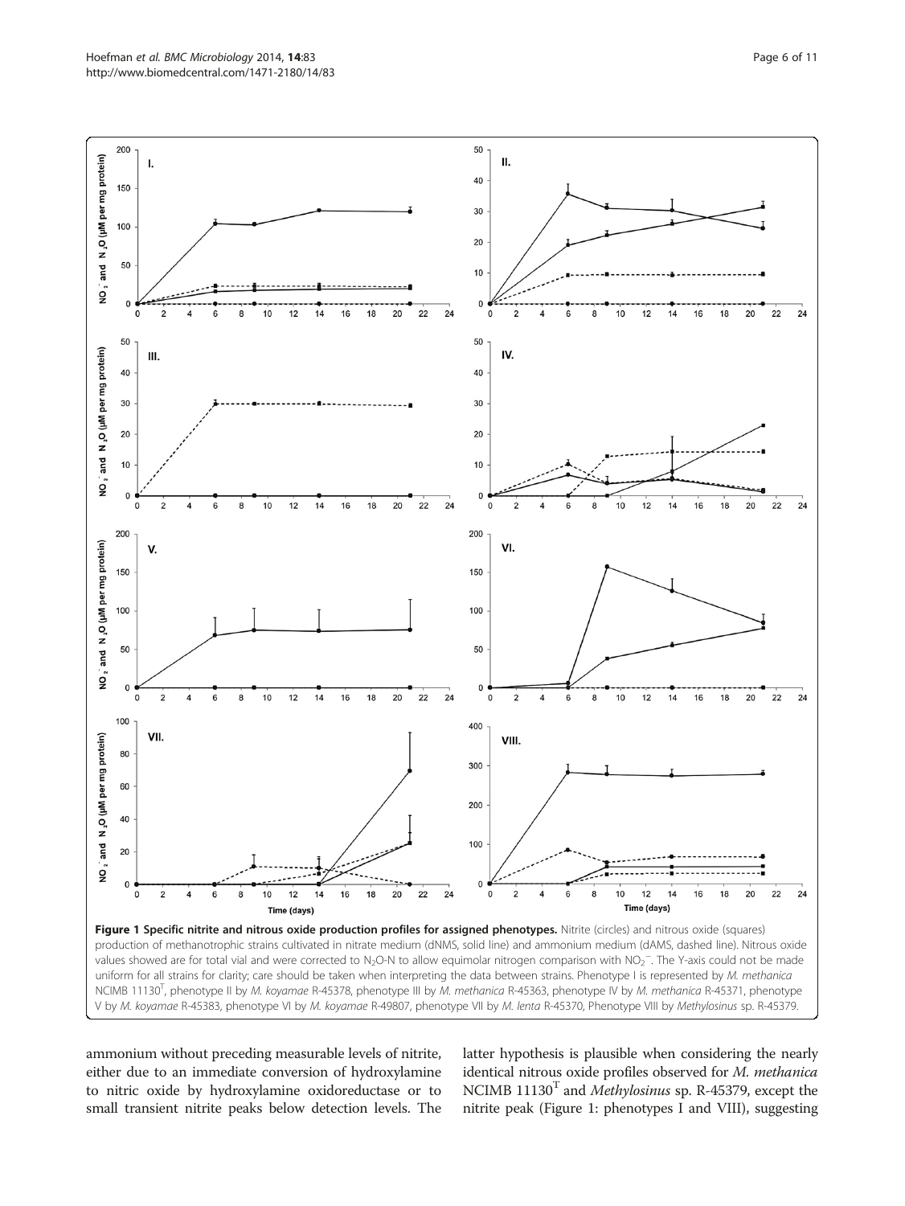**Figure 1 Specific nitrite and nitrous oxide production profiles for assigned phenotypes.** Nitrite (circles) and nitrous oxide (squares) production of methanotrophic strains cultivated in nitrate medium (dNMS, solid line) and ammonium medium (dAMS, dashed line). Nitrous oxide values showed are for total vial and were corrected to $N_2O$-N to allow equimolar nitrogen comparison with $NO_2^-$. The Y-axis could not be made uniform for all strains for clarity; care should be taken when interpreting the data between strains. Phenotype I is represented by *M. methanica* NCIMB 11130$^T$, phenotype II by *M. koyamae* R-45378, phenotype III by *M. methanica* R-45363, phenotype IV by *M. methanica* R-45371, phenotype V by *M. koyamae* R-45383, phenotype VI by *M. koyamae* R-49807, phenotype VII by *M. lenta* R-45370, Phenotype VIII by *Methylosinus* sp. R-45379.

ammonium without preceding measurable levels of nitrite, either due to an immediate conversion of hydroxylamine to nitric oxide by hydroxylamine oxidoreductase or to small transient nitrite peaks below detection levels. The latter hypothesis is plausible when considering the nearly identical nitrous oxide profiles observed for *M. methanica* NCIMB 11130$^T$ and *Methylosinus* sp. R-45379, except the nitrite peak (Figure 1: phenotypes I and VIII), suggesting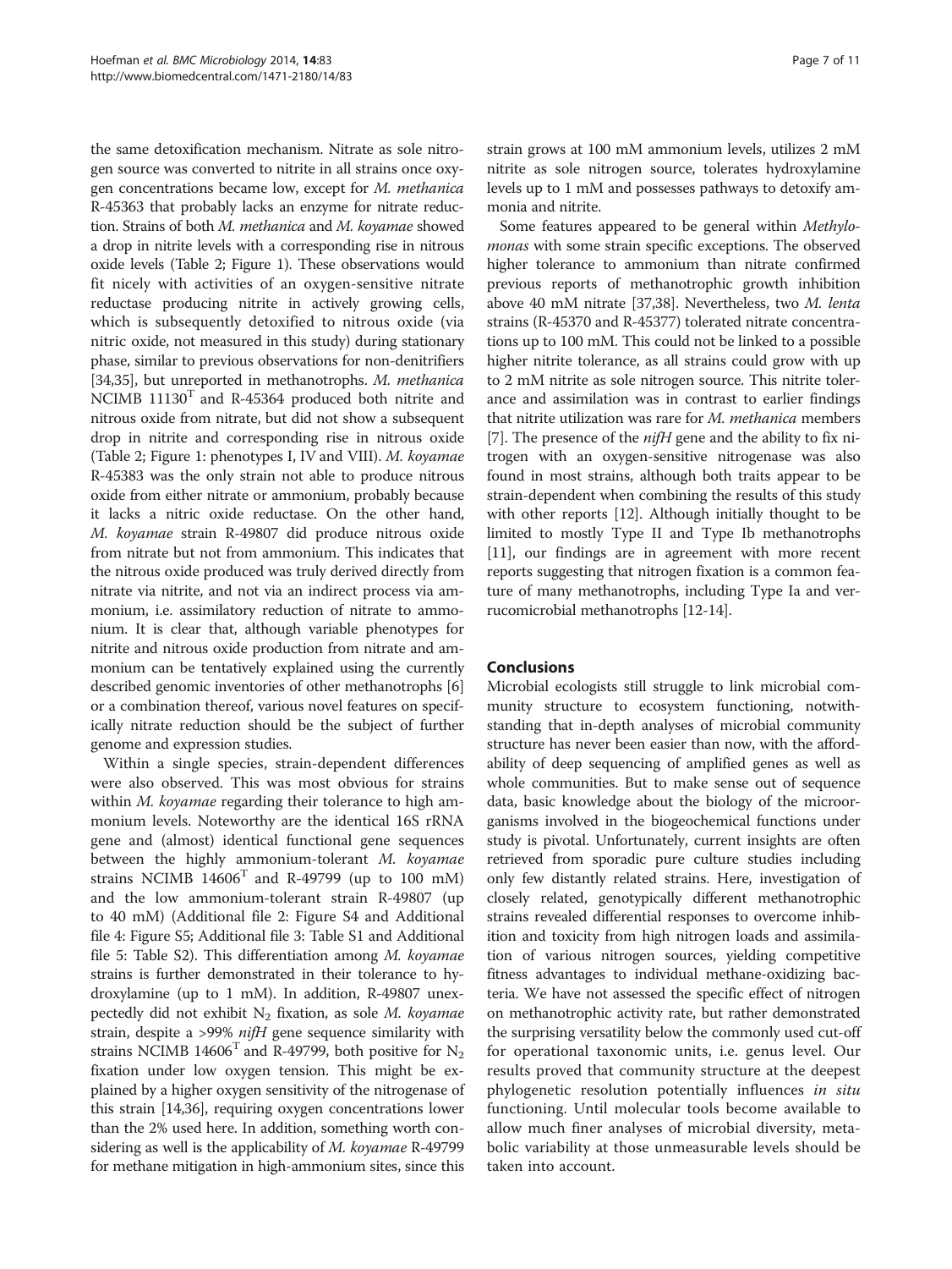the same detoxification mechanism. Nitrate as sole nitrogen source was converted to nitrite in all strains once oxygen concentrations became low, except for *M. methanica* R-45363 that probably lacks an enzyme for nitrate reduction. Strains of both *M. methanica* and *M. koyamae* showed a drop in nitrite levels with a corresponding rise in nitrous oxide levels (Table 2; Figure 1). These observations would fit nicely with activities of an oxygen-sensitive nitrate reductase producing nitrite in actively growing cells, which is subsequently detoxified to nitrous oxide (via nitric oxide, not measured in this study) during stationary phase, similar to previous observations for non-denitrifiers [34,35], but unreported in methanotrophs. *M. methanica* NCIMB 11130$^T$ and R-45364 produced both nitrite and nitrous oxide from nitrate, but did not show a subsequent drop in nitrite and corresponding rise in nitrous oxide (Table 2; Figure 1: phenotypes I, IV and VIII). *M. koyamae* R-45383 was the only strain not able to produce nitrous oxide from either nitrate or ammonium, probably because it lacks a nitric oxide reductase. On the other hand, *M. koyamae* strain R-49807 did produce nitrous oxide from nitrate but not from ammonium. This indicates that the nitrous oxide produced was truly derived directly from nitrate via nitrite, and not via an indirect process via ammonium, i.e. assimilatory reduction of nitrate to ammonium. It is clear that, although variable phenotypes for nitrite and nitrous oxide production from nitrate and ammonium can be tentatively explained using the currently described genomic inventories of other methanotrophs [6] or a combination thereof, various novel features on specifically nitrate reduction should be the subject of further genome and expression studies.

Within a single species, strain-dependent differences were also observed. This was most obvious for strains within *M. koyamae* regarding their tolerance to high ammonium levels. Noteworthy are the identical 16S rRNA gene and (almost) identical functional gene sequences between the highly ammonium-tolerant *M. koyamae* strains NCIMB 14606$^T$ and R-49799 (up to 100 mM) and the low ammonium-tolerant strain R-49807 (up to 40 mM) (Additional file 2: Figure S4 and Additional file 4: Figure S5; Additional file 3: Table S1 and Additional file 5: Table S2). This differentiation among *M. koyamae* strains is further demonstrated in their tolerance to hydroxylamine (up to 1 mM). In addition, R-49807 unexpectedly did not exhibit $N_2$ fixation, as sole *M. koyamae* strain, despite a >99% *nifH* gene sequence similarity with strains NCIMB 14606$^T$ and R-49799, both positive for $N_2$ fixation under low oxygen tension. This might be explained by a higher oxygen sensitivity of the nitrogenase of this strain [14,36], requiring oxygen concentrations lower than the 2% used here. In addition, something worth considering as well is the applicability of *M. koyamae* R-49799 for methane mitigation in high-ammonium sites, since this strain grows at 100 mM ammonium levels, utilizes 2 mM nitrite as sole nitrogen source, tolerates hydroxylamine levels up to 1 mM and possesses pathways to detoxify ammonia and nitrite.

Some features appeared to be general within *Methylomonas* with some strain specific exceptions. The observed higher tolerance to ammonium than nitrate confirmed previous reports of methanotrophic growth inhibition above 40 mM nitrate [37,38]. Nevertheless, two *M. lenta* strains (R-45370 and R-45377) tolerated nitrate concentrations up to 100 mM. This could not be linked to a possible higher nitrite tolerance, as all strains could grow with up to 2 mM nitrite as sole nitrogen source. This nitrite tolerance and assimilation was in contrast to earlier findings that nitrite utilization was rare for *M. methanica* members [7]. The presence of the *nifH* gene and the ability to fix nitrogen with an oxygen-sensitive nitrogenase was also found in most strains, although both traits appear to be strain-dependent when combining the results of this study with other reports [12]. Although initially thought to be limited to mostly Type II and Type Ib methanotrophs [11], our findings are in agreement with more recent reports suggesting that nitrogen fixation is a common feature of many methanotrophs, including Type Ia and verrucomicrobial methanotrophs [12-14].

## Conclusions

Microbial ecologists still struggle to link microbial community structure to ecosystem functioning, notwithstanding that in-depth analyses of microbial community structure has never been easier than now, with the affordability of deep sequencing of amplified genes as well as whole communities. But to make sense out of sequence data, basic knowledge about the biology of the microorganisms involved in the biogeochemical functions under study is pivotal. Unfortunately, current insights are often retrieved from sporadic pure culture studies including only few distantly related strains. Here, investigation of closely related, genotypically different methanotrophic strains revealed differential responses to overcome inhibition and toxicity from high nitrogen loads and assimilation of various nitrogen sources, yielding competitive fitness advantages to individual methane-oxidizing bacteria. We have not assessed the specific effect of nitrogen on methanotrophic activity rate, but rather demonstrated the surprising versatility below the commonly used cut-off for operational taxonomic units, i.e. genus level. Our results proved that community structure at the deepest phylogenetic resolution potentially influences *in situ* functioning. Until molecular tools become available to allow much finer analyses of microbial diversity, metabolic variability at those unmeasurable levels should be taken into account.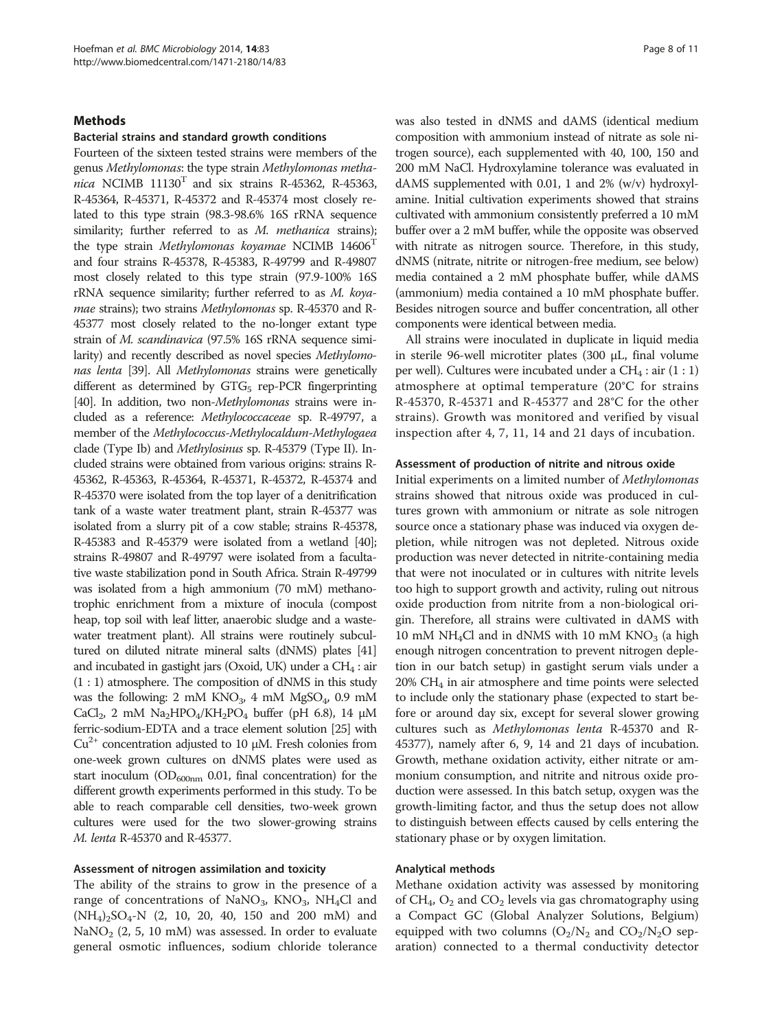## Methods

### Bacterial strains and standard growth conditions

Fourteen of the sixteen tested strains were members of the genus *Methylomonas*: the type strain *Methylomonas methanica* NCIMB 11130$^T$ and six strains R-45362, R-45363, R-45364, R-45371, R-45372 and R-45374 most closely related to this type strain (98.3-98.6% 16S rRNA sequence similarity; further referred to as *M. methanica* strains); the type strain *Methylomonas koyamae* NCIMB 14606$^T$ and four strains R-45378, R-45383, R-49799 and R-49807 most closely related to this type strain (97.9-100% 16S rRNA sequence similarity; further referred to as *M. koyamae* strains); two strains *Methylomonas* sp. R-45370 and R-45377 most closely related to the no-longer extant type strain of *M. scandinavica* (97.5% 16S rRNA sequence similarity) and recently described as novel species *Methylomonas lenta* [39]. All *Methylomonas* strains were genetically different as determined by $GTG_5$ rep-PCR fingerprinting [40]. In addition, two non-*Methylomonas* strains were included as a reference: *Methylococcaceae* sp. R-49797, a member of the *Methylococcus-Methylocaldum-Methylogaea* clade (Type Ib) and *Methylosinus* sp. R-45379 (Type II). Included strains were obtained from various origins: strains R-45362, R-45363, R-45364, R-45371, R-45372, R-45374 and R-45370 were isolated from the top layer of a denitrification tank of a waste water treatment plant, strain R-45377 was isolated from a slurry pit of a cow stable; strains R-45378, R-45383 and R-45379 were isolated from a wetland [40]; strains R-49807 and R-49797 were isolated from a facultative waste stabilization pond in South Africa. Strain R-49799 was isolated from a high ammonium (70 mM) methanotrophic enrichment from a mixture of inocula (compost heap, top soil with leaf litter, anaerobic sludge and a wastewater treatment plant). All strains were routinely subcultured on diluted nitrate mineral salts (dNMS) plates [41] and incubated in gastight jars (Oxoid, UK) under a $CH_4$ : air (1 : 1) atmosphere. The composition of dNMS in this study was the following: 2 mM $KNO_3$, 4 mM $MgSO_4$, 0.9 mM $CaCl_2$, 2 mM $Na_2HPO_4/KH_2PO_4$ buffer (pH 6.8), 14 μM ferric-sodium-EDTA and a trace element solution [25] with $Cu^{2+}$ concentration adjusted to 10 μM. Fresh colonies from one-week grown cultures on dNMS plates were used as start inoculum ($OD_{600nm}$ 0.01, final concentration) for the different growth experiments performed in this study. To be able to reach comparable cell densities, two-week grown cultures were used for the two slower-growing strains *M. lenta* R-45370 and R-45377.

### Assessment of nitrogen assimilation and toxicity

The ability of the strains to grow in the presence of a range of concentrations of $NaNO_3$, $KNO_3$, $NH_4Cl$ and $(NH_4)_2SO_4$-N (2, 10, 20, 40, 150 and 200 mM) and $NaNO_2$ (2, 5, 10 mM) was assessed. In order to evaluate general osmotic influences, sodium chloride tolerance was also tested in dNMS and dAMS (identical medium composition with ammonium instead of nitrate as sole nitrogen source), each supplemented with 40, 100, 150 and 200 mM NaCl. Hydroxylamine tolerance was evaluated in dAMS supplemented with 0.01, 1 and 2% (w/v) hydroxylamine. Initial cultivation experiments showed that strains cultivated with ammonium consistently preferred a 10 mM buffer over a 2 mM buffer, while the opposite was observed with nitrate as nitrogen source. Therefore, in this study, dNMS (nitrate, nitrite or nitrogen-free medium, see below) media contained a 2 mM phosphate buffer, while dAMS (ammonium) media contained a 10 mM phosphate buffer. Besides nitrogen source and buffer concentration, all other components were identical between media.

All strains were inoculated in duplicate in liquid media in sterile 96-well microtiter plates (300 μL, final volume per well). Cultures were incubated under a $CH_4$ : air (1 : 1) atmosphere at optimal temperature (20°C for strains R-45370, R-45371 and R-45377 and 28°C for the other strains). Growth was monitored and verified by visual inspection after 4, 7, 11, 14 and 21 days of incubation.

### Assessment of production of nitrite and nitrous oxide

Initial experiments on a limited number of *Methylomonas* strains showed that nitrous oxide was produced in cultures grown with ammonium or nitrate as sole nitrogen source once a stationary phase was induced via oxygen depletion, while nitrogen was not depleted. Nitrous oxide production was never detected in nitrite-containing media that were not inoculated or in cultures with nitrite levels too high to support growth and activity, ruling out nitrous oxide production from nitrite from a non-biological origin. Therefore, all strains were cultivated in dAMS with 10 mM $NH_4Cl$ and in dNMS with 10 mM $KNO_3$ (a high enough nitrogen concentration to prevent nitrogen depletion in our batch setup) in gastight serum vials under a 20% $CH_4$ in air atmosphere and time points were selected to include only the stationary phase (expected to start before or around day six, except for several slower growing cultures such as *Methylomonas lenta* R-45370 and R-45377), namely after 6, 9, 14 and 21 days of incubation. Growth, methane oxidation activity, either nitrate or ammonium consumption, and nitrite and nitrous oxide production were assessed. In this batch setup, oxygen was the growth-limiting factor, and thus the setup does not allow to distinguish between effects caused by cells entering the stationary phase or by oxygen limitation.

### Analytical methods

Methane oxidation activity was assessed by monitoring of $CH_4$, $O_2$ and $CO_2$ levels via gas chromatography using a Compact GC (Global Analyzer Solutions, Belgium) equipped with two columns ($O_2/N_2$ and $CO_2/N_2O$ separation) connected to a thermal conductivity detector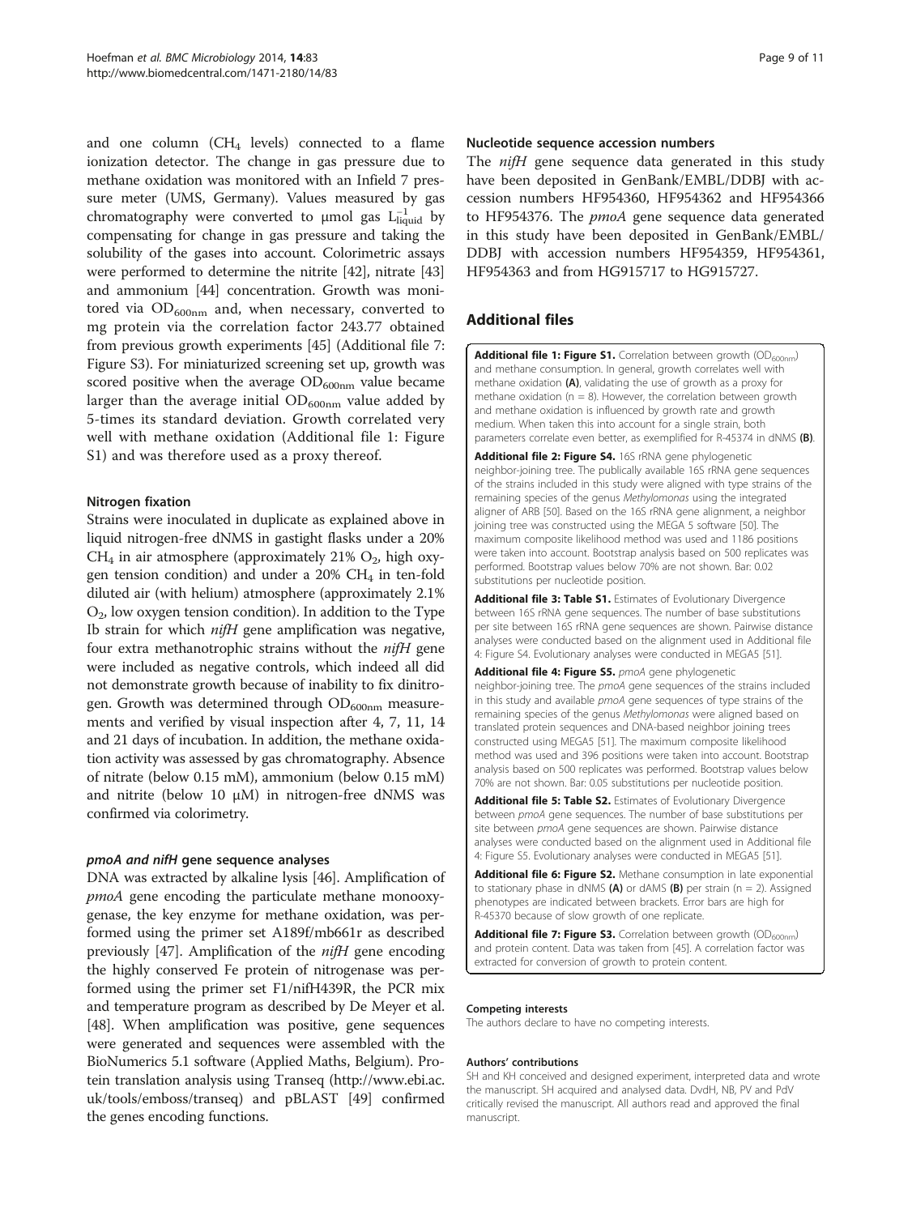and one column ($CH_4$ levels) connected to a flame ionization detector. The change in gas pressure due to methane oxidation was monitored with an Infield 7 pressure meter (UMS, Germany). Values measured by gas chromatography were converted to µmol gas $L_{liquid}^{-1}$ by compensating for change in gas pressure and taking the solubility of the gases into account. Colorimetric assays were performed to determine the nitrite [42], nitrate [43] and ammonium [44] concentration. Growth was monitored via $OD_{600nm}$ and, when necessary, converted to mg protein via the correlation factor 243.77 obtained from previous growth experiments [45] (Additional file 7: Figure S3). For miniaturized screening set up, growth was scored positive when the average $OD_{600nm}$ value became larger than the average initial $OD_{600nm}$ value added by 5-times its standard deviation. Growth correlated very well with methane oxidation (Additional file 1: Figure S1) and was therefore used as a proxy thereof.

### Nitrogen fixation

Strains were inoculated in duplicate as explained above in liquid nitrogen-free dNMS in gastight flasks under a 20% $CH_4$ in air atmosphere (approximately 21% $O_2$, high oxygen tension condition) and under a 20% $CH_4$ in ten-fold diluted air (with helium) atmosphere (approximately 2.1% $O_2$, low oxygen tension condition). In addition to the Type Ib strain for which *nifH* gene amplification was negative, four extra methanotrophic strains without the *nifH* gene were included as negative controls, which indeed all did not demonstrate growth because of inability to fix dinitrogen. Growth was determined through $OD_{600nm}$ measurements and verified by visual inspection after 4, 7, 11, 14 and 21 days of incubation. In addition, the methane oxidation activity was assessed by gas chromatography. Absence of nitrate (below 0.15 mM), ammonium (below 0.15 mM) and nitrite (below 10 µM) in nitrogen-free dNMS was confirmed via colorimetry.

### *pmoA and nifH* gene sequence analyses

DNA was extracted by alkaline lysis [46]. Amplification of *pmoA* gene encoding the particulate methane monooxygenase, the key enzyme for methane oxidation, was performed using the primer set A189f/mb661r as described previously [47]. Amplification of the *nifH* gene encoding the highly conserved Fe protein of nitrogenase was performed using the primer set F1/nifH439R, the PCR mix and temperature program as described by De Meyer et al. [48]. When amplification was positive, gene sequences were generated and sequences were assembled with the BioNumerics 5.1 software (Applied Maths, Belgium). Protein translation analysis using Transeq (http://www.ebi.ac.uk/tools/emboss/transeq) and pBLAST [49] confirmed the genes encoding functions.

### Nucleotide sequence accession numbers

The *nifH* gene sequence data generated in this study have been deposited in GenBank/EMBL/DDBJ with accession numbers HF954360, HF954362 and HF954366 to HF954376. The *pmoA* gene sequence data generated in this study have been deposited in GenBank/EMBL/DDBJ with accession numbers HF954359, HF954361, HF954363 and from HG915717 to HG915727.

## Additional files

**Additional file 1: Figure S1.** Correlation between growth ($OD_{600nm}$) and methane consumption. In general, growth correlates well with methane oxidation **(A)**, validating the use of growth as a proxy for methane oxidation (n = 8). However, the correlation between growth and methane oxidation is influenced by growth rate and growth medium. When taken this into account for a single strain, both parameters correlate even better, as exemplified for R-45374 in dNMS **(B)**.

**Additional file 2: Figure S4.** 16S rRNA gene phylogenetic neighbor-joining tree. The publically available 16S rRNA gene sequences of the strains included in this study were aligned with type strains of the remaining species of the genus *Methylomonas* using the integrated aligner of ARB [50]. Based on the 16S rRNA gene alignment, a neighbor joining tree was constructed using the MEGA 5 software [50]. The maximum composite likelihood method was used and 1186 positions were taken into account. Bootstrap analysis based on 500 replicates was performed. Bootstrap values below 70% are not shown. Bar: 0.02 substitutions per nucleotide position.

**Additional file 3: Table S1.** Estimates of Evolutionary Divergence between 16S rRNA gene sequences. The number of base substitutions per site between 16S rRNA gene sequences are shown. Pairwise distance analyses were conducted based on the alignment used in Additional file 4: Figure S4. Evolutionary analyses were conducted in MEGA5 [51].

**Additional file 4: Figure S5.** *pmoA* gene phylogenetic neighbor-joining tree. The *pmoA* gene sequences of the strains included in this study and available *pmoA* gene sequences of type strains of the remaining species of the genus *Methylomonas* were aligned based on translated protein sequences and DNA-based neighbor joining trees constructed using MEGA5 [51]. The maximum composite likelihood method was used and 396 positions were taken into account. Bootstrap analysis based on 500 replicates was performed. Bootstrap values below 70% are not shown. Bar: 0.05 substitutions per nucleotide position.

**Additional file 5: Table S2.** Estimates of Evolutionary Divergence between *pmoA* gene sequences. The number of base substitutions per site between *pmoA* gene sequences are shown. Pairwise distance analyses were conducted based on the alignment used in Additional file 4: Figure S5. Evolutionary analyses were conducted in MEGA5 [51].

**Additional file 6: Figure S2.** Methane consumption in late exponential to stationary phase in dNMS **(A)** or dAMS **(B)** per strain (n = 2). Assigned phenotypes are indicated between brackets. Error bars are high for R-45370 because of slow growth of one replicate.

**Additional file 7: Figure S3.** Correlation between growth ($OD_{600nm}$) and protein content. Data was taken from [45]. A correlation factor was extracted for conversion of growth to protein content.

#### Competing interests

The authors declare to have no competing interests.

#### Authors' contributions

SH and KH conceived and designed experiment, interpreted data and wrote the manuscript. SH acquired and analysed data. DvdH, NB, PV and PdV critically revised the manuscript. All authors read and approved the final manuscript.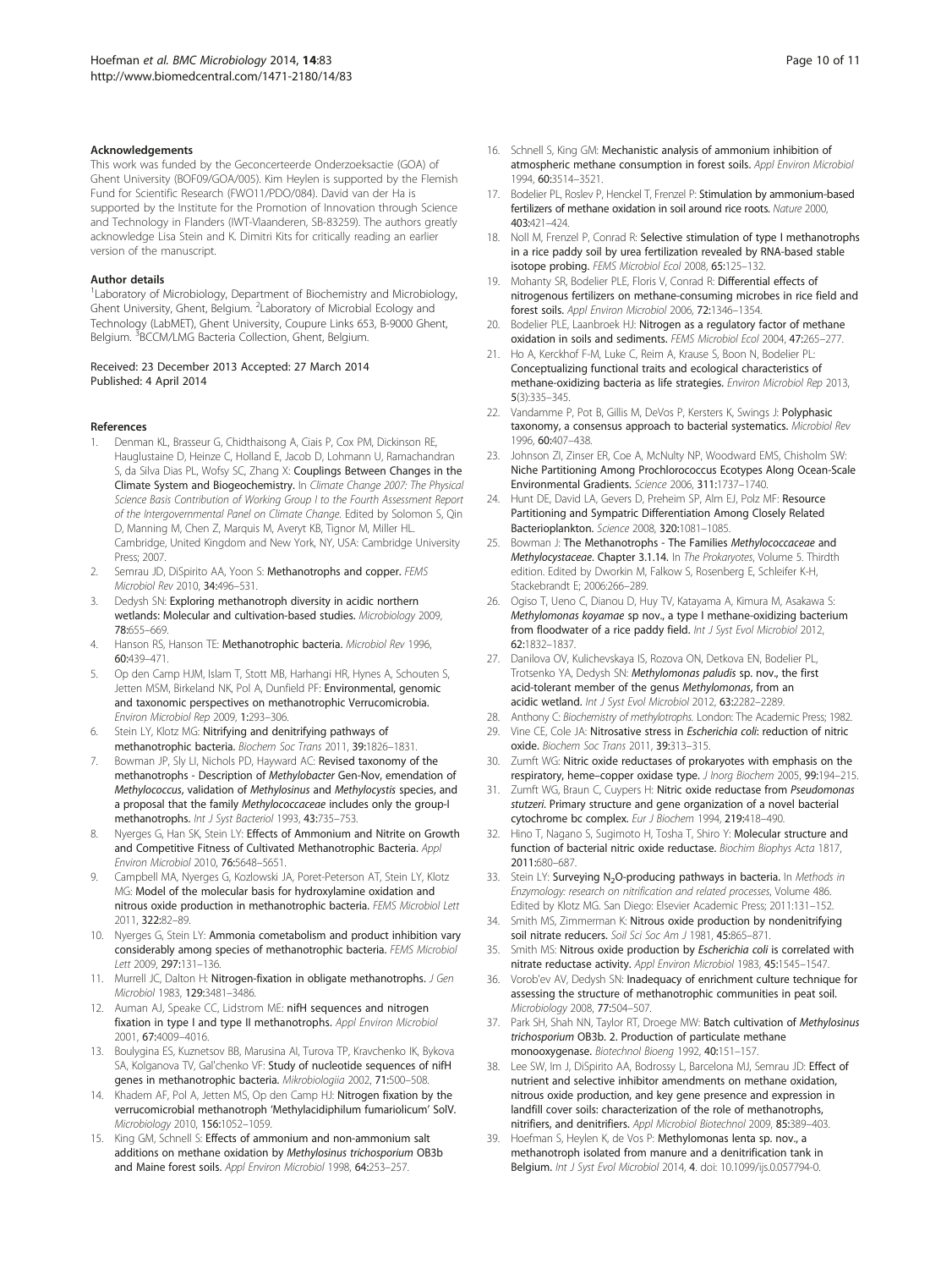### Acknowledgements

This work was funded by the Geconcerteerde Onderzoeksactie (GOA) of Ghent University (BOF09/GOA/005). Kim Heylen is supported by the Flemish Fund for Scientific Research (FWO11/PDO/084). David van der Ha is supported by the Institute for the Promotion of Innovation through Science and Technology in Flanders (IWT-Vlaanderen, SB-83259). The authors greatly acknowledge Lisa Stein and K. Dimitri Kits for critically reading an earlier version of the manuscript.

### Author details

[1]Laboratory of Microbiology, Department of Biochemistry and Microbiology, Ghent University, Ghent, Belgium. [2]Laboratory of Microbial Ecology and Technology (LabMET), Ghent University, Coupure Links 653, B-9000 Ghent, Belgium. [3]BCCM/LMG Bacteria Collection, Ghent, Belgium.

Received: 23 December 2013 Accepted: 27 March 2014
Published: 4 April 2014

### References

1. Denman KL, Brasseur G, Chidthaisong A, Ciais P, Cox PM, Dickinson RE, Hauglustaine D, Heinze C, Holland E, Jacob D, Lohmann U, Ramachandran S, da Silva Dias PL, Wofsy SC, Zhang X: **Couplings Between Changes in the Climate System and Biogeochemistry.** In *Climate Change 2007: The Physical Science Basis Contribution of Working Group I to the Fourth Assessment Report of the Intergovernmental Panel on Climate Change.* Edited by Solomon S, Qin D, Manning M, Chen Z, Marquis M, Averyt KB, Tignor M, Miller HL. Cambridge, United Kingdom and New York, NY, USA: Cambridge University Press; 2007.
2. Semrau JD, DiSpirito AA, Yoon S: **Methanotrophs and copper.** *FEMS Microbiol Rev* 2010, **34:**496–531.
3. Dedysh SN: **Exploring methanotroph diversity in acidic northern wetlands: Molecular and cultivation-based studies.** *Microbiology* 2009, **78:**655–669.
4. Hanson RS, Hanson TE: **Methanotrophic bacteria.** *Microbiol Rev* 1996, **60:**439–471.
5. Op den Camp HJM, Islam T, Stott MB, Harhangi HR, Hynes A, Schouten S, Jetten MSM, Birkeland NK, Pol A, Dunfield PF: **Environmental, genomic and taxonomic perspectives on methanotrophic Verrucomicrobia.** *Environ Microbiol Rep* 2009, **1:**293–306.
6. Stein LY, Klotz MG: **Nitrifying and denitrifying pathways of methanotrophic bacteria.** *Biochem Soc Trans* 2011, **39:**1826–1831.
7. Bowman JP, Sly LI, Nichols PD, Hayward AC: **Revised taxonomy of the methanotrophs - Description of *Methylobacter* Gen-Nov, emendation of *Methylococcus*, validation of *Methylosinus* and *Methylocystis* species, and a proposal that the family *Methylococcaceae* includes only the group-I methanotrophs.** *Int J Syst Bacteriol* 1993, **43:**735–753.
8. Nyerges G, Han SK, Stein LY: **Effects of Ammonium and Nitrite on Growth and Competitive Fitness of Cultivated Methanotrophic Bacteria.** *Appl Environ Microbiol* 2010, **76:**5648–5651.
9. Campbell MA, Nyerges G, Kozlowski JA, Poret-Peterson AT, Stein LY, Klotz MG: **Model of the molecular basis for hydroxylamine oxidation and nitrous oxide production in methanotrophic bacteria.** *FEMS Microbiol Lett* 2011, **322:**82–89.
10. Nyerges G, Stein LY: **Ammonia cometabolism and product inhibition vary considerably among species of methanotrophic bacteria.** *FEMS Microbiol Lett* 2009, **297:**131–136.
11. Murrell JC, Dalton H: **Nitrogen-fixation in obligate methanotrophs.** *J Gen Microbiol* 1983, **129:**3481–3486.
12. Auman AJ, Speake CC, Lidstrom ME: **nifH sequences and nitrogen fixation in type I and type II methanotrophs.** *Appl Environ Microbiol* 2001, **67:**4009–4016.
13. Boulygina ES, Kuznetsov BB, Marusina AI, Turova TP, Kravchenko IK, Bykova SA, Kolganova TV, Gal'chenko VF: **Study of nucleotide sequences of nifH genes in methanotrophic bacteria.** *Mikrobiologiia* 2002, **71:**500–508.
14. Khadem AF, Pol A, Jetten MS, Op den Camp HJ: **Nitrogen fixation by the verrucomicrobial methanotroph 'Methylacidiphilum fumariolicum' SolV.** *Microbiology* 2010, **156:**1052–1059.
15. King GM, Schnell S: **Effects of ammonium and non-ammonium salt additions on methane oxidation by *Methylosinus trichosporium* OB3b and Maine forest soils.** *Appl Environ Microbiol* 1998, **64:**253–257.
16. Schnell S, King GM: **Mechanistic analysis of ammonium inhibition of atmospheric methane consumption in forest soils.** *Appl Environ Microbiol* 1994, **60:**3514–3521.
17. Bodelier PL, Roslev P, Henckel T, Frenzel P: **Stimulation by ammonium-based fertilizers of methane oxidation in soil around rice roots.** *Nature* 2000, **403:**421–424.
18. Noll M, Frenzel P, Conrad R: **Selective stimulation of type I methanotrophs in a rice paddy soil by urea fertilization revealed by RNA-based stable isotope probing.** *FEMS Microbiol Ecol* 2008, **65:**125–132.
19. Mohanty SR, Bodelier PLE, Floris V, Conrad R: **Differential effects of nitrogenous fertilizers on methane-consuming microbes in rice field and forest soils.** *Appl Environ Microbiol* 2006, **72:**1346–1354.
20. Bodelier PLE, Laanbroek HJ: **Nitrogen as a regulatory factor of methane oxidation in soils and sediments.** *FEMS Microbiol Ecol* 2004, **47:**265–277.
21. Ho A, Kerckhof F-M, Luke C, Reim A, Krause S, Boon N, Bodelier PL: **Conceptualizing functional traits and ecological characteristics of methane-oxidizing bacteria as life strategies.** *Environ Microbiol Rep* 2013, **5**(3):335–345.
22. Vandamme P, Pot B, Gillis M, DeVos P, Kersters K, Swings J: **Polyphasic taxonomy, a consensus approach to bacterial systematics.** *Microbiol Rev* 1996, **60:**407–438.
23. Johnson ZI, Zinser ER, Coe A, McNulty NP, Woodward EMS, Chisholm SW: **Niche Partitioning Among Prochlorococcus Ecotypes Along Ocean-Scale Environmental Gradients.** *Science* 2006, **311:**1737–1740.
24. Hunt DE, David LA, Gevers D, Preheim SP, Alm EJ, Polz MF: **Resource Partitioning and Sympatric Differentiation Among Closely Related Bacterioplankton.** *Science* 2008, **320:**1081–1085.
25. Bowman J: **The Methanotrophs - The Families *Methylococcaceae* and *Methylocystaceae*. Chapter 3.1.14.** In *The Prokaryotes*, Volume 5. Thirdth edition. Edited by Dworkin M, Falkow S, Rosenberg E, Schleifer K-H, Stackebrandt E; 2006:266–289.
26. Ogiso T, Ueno C, Dianou D, Huy TV, Katayama A, Kimura M, Asakawa S: ***Methylomonas koyamae* sp nov., a type I methane-oxidizing bacterium from floodwater of a rice paddy field.** *Int J Syst Evol Microbiol* 2012, **62:**1832–1837.
27. Danilova OV, Kulichevskaya IS, Rozova ON, Detkova EN, Bodelier PL, Trotsenko YA, Dedysh SN: ***Methylomonas paludis* sp. nov., the first acid-tolerant member of the genus *Methylomonas*, from an acidic wetland.** *Int J Syst Evol Microbiol* 2012, **63:**2282–2289.
28. Anthony C: *Biochemistry of methylotrophs.* London: The Academic Press; 1982.
29. Vine CE, Cole JA: **Nitrosative stress in *Escherichia coli*: reduction of nitric oxide.** *Biochem Soc Trans* 2011, **39:**313–315.
30. Zumft WG: **Nitric oxide reductases of prokaryotes with emphasis on the respiratory, heme–copper oxidase type.** *J Inorg Biochem* 2005, **99:**194–215.
31. Zumft WG, Braun C, Cuypers H: **Nitric oxide reductase from *Pseudomonas stutzeri*. Primary structure and gene organization of a novel bacterial cytochrome bc complex.** *Eur J Biochem* 1994, **219:**418–490.
32. Hino T, Nagano S, Sugimoto H, Tosha T, Shiro Y: **Molecular structure and function of bacterial nitric oxide reductase.** *Biochim Biophys Acta* 1817, **2011:**680–687.
33. Stein LY: **Surveying $N_2O$-producing pathways in bacteria.** In *Methods in Enzymology: research on nitrification and related processes*, Volume 486. Edited by Klotz MG. San Diego: Elsevier Academic Press; 2011:131–152.
34. Smith MS, Zimmerman K: **Nitrous oxide production by nondenitrifying soil nitrate reducers.** *Soil Sci Soc Am J* 1981, **45:**865–871.
35. Smith MS: **Nitrous oxide production by *Escherichia coli* is correlated with nitrate reductase activity.** *Appl Environ Microbiol* 1983, **45:**1545–1547.
36. Vorob'ev AV, Dedysh SN: **Inadequacy of enrichment culture technique for assessing the structure of methanotrophic communities in peat soil.** *Microbiology* 2008, **77:**504–507.
37. Park SH, Shah NN, Taylor RT, Droege MW: **Batch cultivation of *Methylosinus trichosporium* OB3b. 2. Production of particulate methane monooxygenase.** *Biotechnol Bioeng* 1992, **40:**151–157.
38. Lee SW, Im J, DiSpirito AA, Bodrossy L, Barcelona MJ, Semrau JD: **Effect of nutrient and selective inhibitor amendments on methane oxidation, nitrous oxide production, and key gene presence and expression in landfill cover soils: characterization of the role of methanotrophs, nitrifiers, and denitrifiers.** *Appl Microbiol Biotechnol* 2009, **85:**389–403.
39. Hoefman S, Heylen K, de Vos P: ***Methylomonas lenta* sp. nov., a methanotroph isolated from manure and a denitrification tank in Belgium.** *Int J Syst Evol Microbiol* 2014, **4**. doi: 10.1099/ijs.0.057794-0.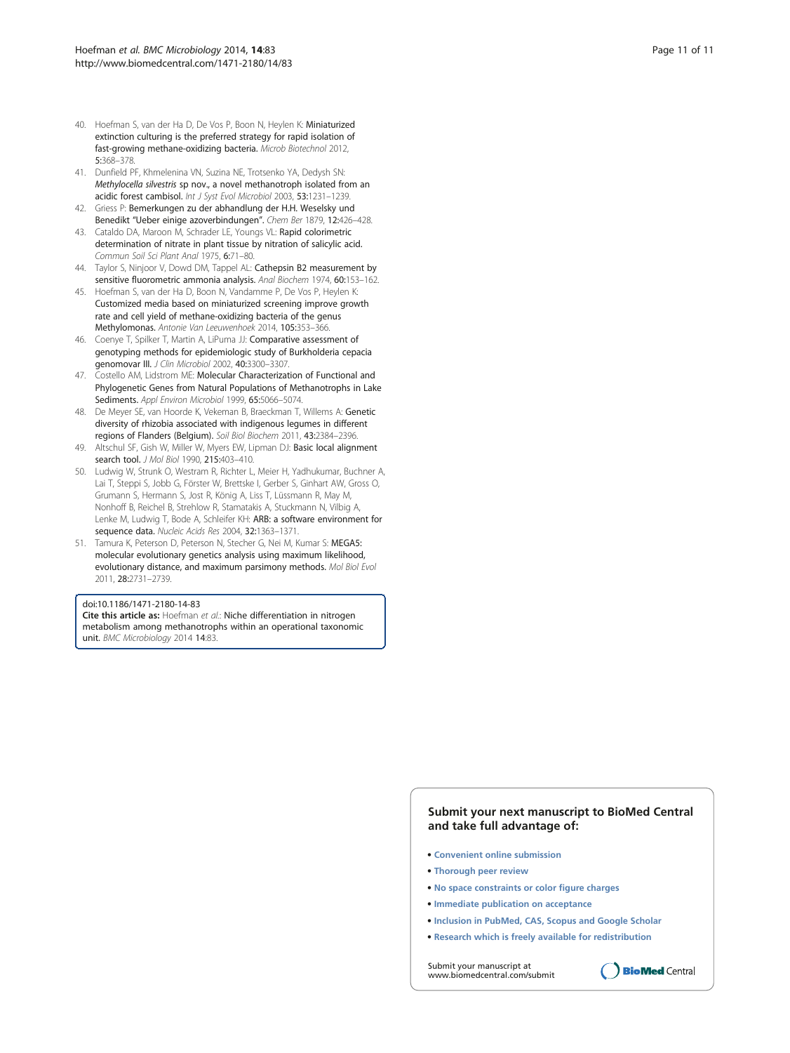40. Hoefman S, van der Ha D, De Vos P, Boon N, Heylen K: **Miniaturized extinction culturing is the preferred strategy for rapid isolation of fast-growing methane-oxidizing bacteria.** *Microb Biotechnol* 2012, **5:**368–378.
41. Dunfield PF, Khmelenina VN, Suzina NE, Trotsenko YA, Dedysh SN: ***Methylocella silvestris* sp nov., a novel methanotroph isolated from an acidic forest cambisol.** *Int J Syst Evol Microbiol* 2003, **53:**1231–1239.
42. Griess P: **Bemerkungen zu der abhandlung der H.H. Weselsky und Benedikt "Ueber einige azoverbindungen".** *Chem Ber* 1879, **12:**426–428.
43. Cataldo DA, Maroon M, Schrader LE, Youngs VL: **Rapid colorimetric determination of nitrate in plant tissue by nitration of salicylic acid.** *Commun Soil Sci Plant Anal* 1975, **6:**71–80.
44. Taylor S, Ninjoor V, Dowd DM, Tappel AL: **Cathepsin B2 measurement by sensitive fluorometric ammonia analysis.** *Anal Biochem* 1974, **60:**153–162.
45. Hoefman S, van der Ha D, Boon N, Vandamme P, De Vos P, Heylen K: **Customized media based on miniaturized screening improve growth rate and cell yield of methane-oxidizing bacteria of the genus Methylomonas.** *Antonie Van Leeuwenhoek* 2014, **105:**353–366.
46. Coenye T, Spilker T, Martin A, LiPuma JJ: **Comparative assessment of genotyping methods for epidemiologic study of Burkholderia cepacia genomovar III.** *J Clin Microbiol* 2002, **40:**3300–3307.
47. Costello AM, Lidstrom ME: **Molecular Characterization of Functional and Phylogenetic Genes from Natural Populations of Methanotrophs in Lake Sediments.** *Appl Environ Microbiol* 1999, **65:**5066–5074.
48. De Meyer SE, van Hoorde K, Vekeman B, Braeckman T, Willems A: **Genetic diversity of rhizobia associated with indigenous legumes in different regions of Flanders (Belgium).** *Soil Biol Biochem* 2011, **43:**2384–2396.
49. Altschul SF, Gish W, Miller W, Myers EW, Lipman DJ: **Basic local alignment search tool.** *J Mol Biol* 1990, **215:**403–410.
50. Ludwig W, Strunk O, Westram R, Richter L, Meier H, Yadhukumar, Buchner A, Lai T, Steppi S, Jobb G, Förster W, Brettske I, Gerber S, Ginhart AW, Gross O, Grumann S, Hermann S, Jost R, König A, Liss T, Lüssmann R, May M, Nonhoff B, Reichel B, Strehlow R, Stamatakis A, Stuckmann N, Vilbig A, Lenke M, Ludwig T, Bode A, Schleifer KH: **ARB: a software environment for sequence data.** *Nucleic Acids Res* 2004, **32:**1363–1371.
51. Tamura K, Peterson D, Peterson N, Stecher G, Nei M, Kumar S: **MEGA5: molecular evolutionary genetics analysis using maximum likelihood, evolutionary distance, and maximum parsimony methods.** *Mol Biol Evol* 2011, **28:**2731–2739.

doi:10.1186/1471-2180-14-83
**Cite this article as:** Hoefman *et al.*: Niche differentiation in nitrogen metabolism among methanotrophs within an operational taxonomic unit. *BMC Microbiology* 2014 **14**:83.

**Submit your next manuscript to BioMed Central and take full advantage of:**

- **Convenient online submission**
- **Thorough peer review**
- **No space constraints or color figure charges**
- **Immediate publication on acceptance**
- **Inclusion in PubMed, CAS, Scopus and Google Scholar**
- **Research which is freely available for redistribution**

Submit your manuscript at
www.biomedcentral.com/submit

BioMed Central